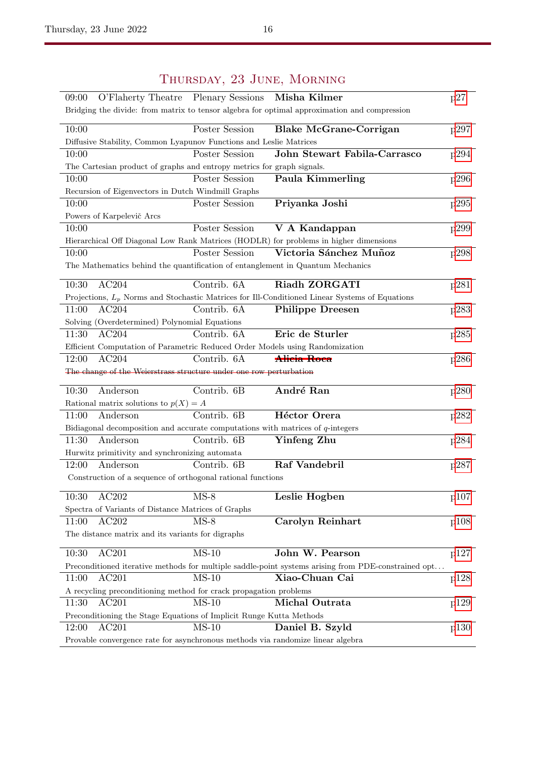# Thursday, 23 June, Morning

| Time | Room | Session | Speaker | Page |
|---|---|---|---|---|
| 09:00 | O'Flaherty Theatre | Plenary Sessions | **Misha Kilmer** | p27 |
| Bridging the divide: from matrix to tensor algebra for optimal approximation and compression | | | | |
| 10:00 | | Poster Session | **Blake McGrane-Corrigan** | p297 |
| Diffusive Stability, Common Lyapunov Functions and Leslie Matrices | | | | |
| 10:00 | | Poster Session | **John Stewart Fabila-Carrasco** | p294 |
| The Cartesian product of graphs and entropy metrics for graph signals. | | | | |
| 10:00 | | Poster Session | **Paula Kimmerling** | p296 |
| Recursion of Eigenvectors in Dutch Windmill Graphs | | | | |
| 10:00 | | Poster Session | **Priyanka Joshi** | p295 |
| Powers of Karpelevič Arcs | | | | |
| 10:00 | | Poster Session | **V A Kandappan** | p299 |
| Hierarchical Off Diagonal Low Rank Matrices (HODLR) for problems in higher dimensions | | | | |
| 10:00 | | Poster Session | **Victoria Sánchez Muñoz** | p298 |
| The Mathematics behind the quantification of entanglement in Quantum Mechanics | | | | |
| 10:30 | AC204 | Contrib. 6A | **Riadh ZORGATI** | p281 |
| Projections, $L_p$ Norms and Stochastic Matrices for Ill-Conditioned Linear Systems of Equations | | | | |
| 11:00 | AC204 | Contrib. 6A | **Philippe Dreesen** | p283 |
| Solving (Overdetermined) Polynomial Equations | | | | |
| 11:30 | AC204 | Contrib. 6A | **Eric de Sturler** | p285 |
| Efficient Computation of Parametric Reduced Order Models using Randomization | | | | |
| 12:00 | AC204 | Contrib. 6A | ~~**Alicia Roca**~~ | p286 |
| ~~The change of the Weierstrass structure under one row perturbation~~ | | | | |
| 10:30 | Anderson | Contrib. 6B | **André Ran** | p280 |
| Rational matrix solutions to $p(X) = A$ | | | | |
| 11:00 | Anderson | Contrib. 6B | **Héctor Orera** | p282 |
| Bidiagonal decomposition and accurate computations with matrices of $q$-integers | | | | |
| 11:30 | Anderson | Contrib. 6B | **Yinfeng Zhu** | p284 |
| Hurwitz primitivity and synchronizing automata | | | | |
| 12:00 | Anderson | Contrib. 6B | **Raf Vandebril** | p287 |
| Construction of a sequence of orthogonal rational functions | | | | |
| 10:30 | AC202 | MS-8 | **Leslie Hogben** | p107 |
| Spectra of Variants of Distance Matrices of Graphs | | | | |
| 11:00 | AC202 | MS-8 | **Carolyn Reinhart** | p108 |
| The distance matrix and its variants for digraphs | | | | |
| 10:30 | AC201 | MS-10 | **John W. Pearson** | p127 |
| Preconditioned iterative methods for multiple saddle-point systems arising from PDE-constrained opt... | | | | |
| 11:00 | AC201 | MS-10 | **Xiao-Chuan Cai** | p128 |
| A recycling preconditioning method for crack propagation problems | | | | |
| 11:30 | AC201 | MS-10 | **Michal Outrata** | p129 |
| Preconditioning the Stage Equations of Implicit Runge Kutta Methods | | | | |
| 12:00 | AC201 | MS-10 | **Daniel B. Szyld** | p130 |
| Provable convergence rate for asynchronous methods via randomize linear algebra | | | | |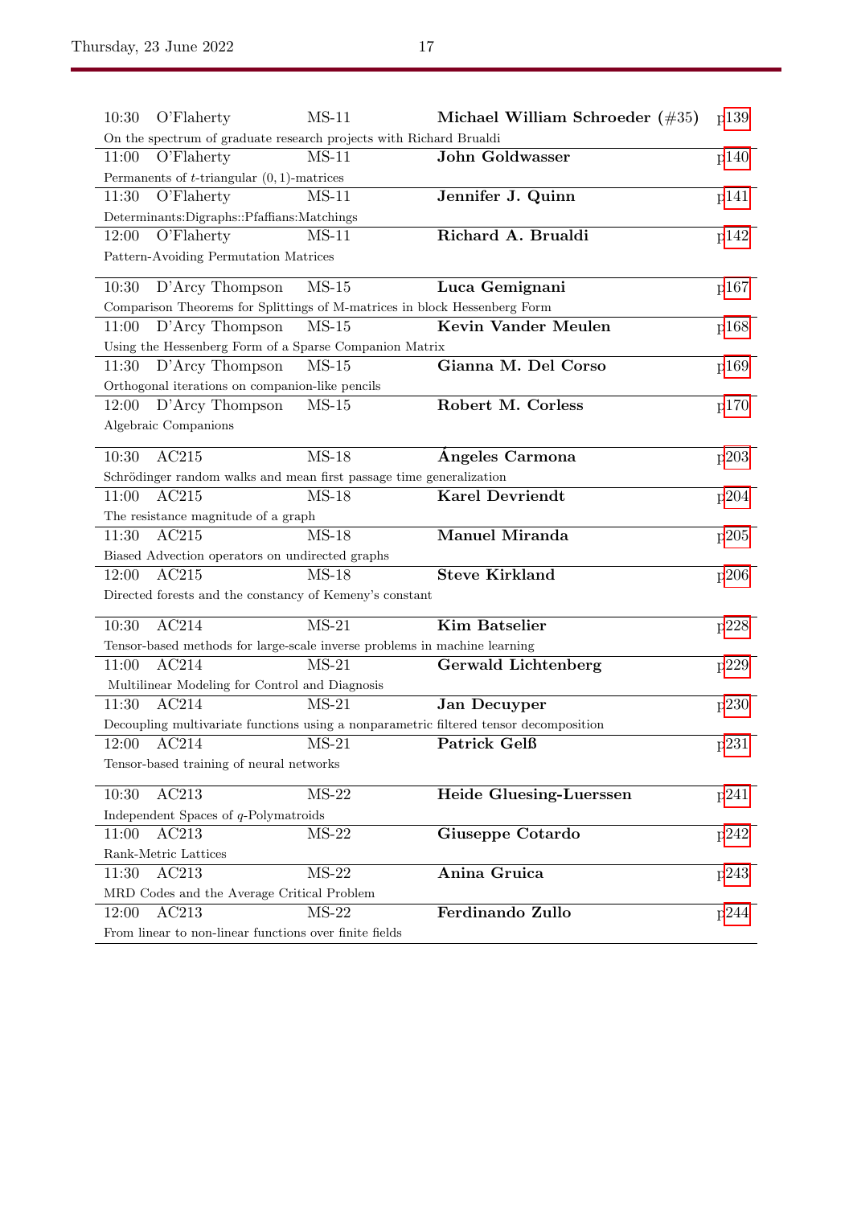| Time | Room | Session | Speaker | Page |
|---|---|---|---|---|
| 10:30 | O'Flaherty | MS-11 | **Michael William Schroeder (#35)** | p139 |
| On the spectrum of graduate research projects with Richard Brualdi | | | | |
| 11:00 | O'Flaherty | MS-11 | **John Goldwasser** | p140 |
| Permanents of $t$-triangular $(0, 1)$-matrices | | | | |
| 11:30 | O'Flaherty | MS-11 | **Jennifer J. Quinn** | p141 |
| Determinants:Digraphs::Pfaffians:Matchings | | | | |
| 12:00 | O'Flaherty | MS-11 | **Richard A. Brualdi** | p142 |
| Pattern-Avoiding Permutation Matrices | | | | |

| Time | Room | Session | Speaker | Page |
|---|---|---|---|---|
| 10:30 | D'Arcy Thompson | MS-15 | **Luca Gemignani** | p167 |
| Comparison Theorems for Splittings of M-matrices in block Hessenberg Form | | | | |
| 11:00 | D'Arcy Thompson | MS-15 | **Kevin Vander Meulen** | p168 |
| Using the Hessenberg Form of a Sparse Companion Matrix | | | | |
| 11:30 | D'Arcy Thompson | MS-15 | **Gianna M. Del Corso** | p169 |
| Orthogonal iterations on companion-like pencils | | | | |
| 12:00 | D'Arcy Thompson | MS-15 | **Robert M. Corless** | p170 |
| Algebraic Companions | | | | |

| Time | Room | Session | Speaker | Page |
|---|---|---|---|---|
| 10:30 | AC215 | MS-18 | **Ángeles Carmona** | p203 |
| Schrödinger random walks and mean first passage time generalization | | | | |
| 11:00 | AC215 | MS-18 | **Karel Devriendt** | p204 |
| The resistance magnitude of a graph | | | | |
| 11:30 | AC215 | MS-18 | **Manuel Miranda** | p205 |
| Biased Advection operators on undirected graphs | | | | |
| 12:00 | AC215 | MS-18 | **Steve Kirkland** | p206 |
| Directed forests and the constancy of Kemeny's constant | | | | |

| Time | Room | Session | Speaker | Page |
|---|---|---|---|---|
| 10:30 | AC214 | MS-21 | **Kim Batselier** | p228 |
| Tensor-based methods for large-scale inverse problems in machine learning | | | | |
| 11:00 | AC214 | MS-21 | **Gerwald Lichtenberg** | p229 |
| Multilinear Modeling for Control and Diagnosis | | | | |
| 11:30 | AC214 | MS-21 | **Jan Decuyper** | p230 |
| Decoupling multivariate functions using a nonparametric filtered tensor decomposition | | | | |
| 12:00 | AC214 | MS-21 | **Patrick Gelß** | p231 |
| Tensor-based training of neural networks | | | | |

| Time | Room | Session | Speaker | Page |
|---|---|---|---|---|
| 10:30 | AC213 | MS-22 | **Heide Gluesing-Luerssen** | p241 |
| Independent Spaces of $q$-Polymatroids | | | | |
| 11:00 | AC213 | MS-22 | **Giuseppe Cotardo** | p242 |
| Rank-Metric Lattices | | | | |
| 11:30 | AC213 | MS-22 | **Anina Gruica** | p243 |
| MRD Codes and the Average Critical Problem | | | | |
| 12:00 | AC213 | MS-22 | **Ferdinando Zullo** | p244 |
| From linear to non-linear functions over finite fields | | | | |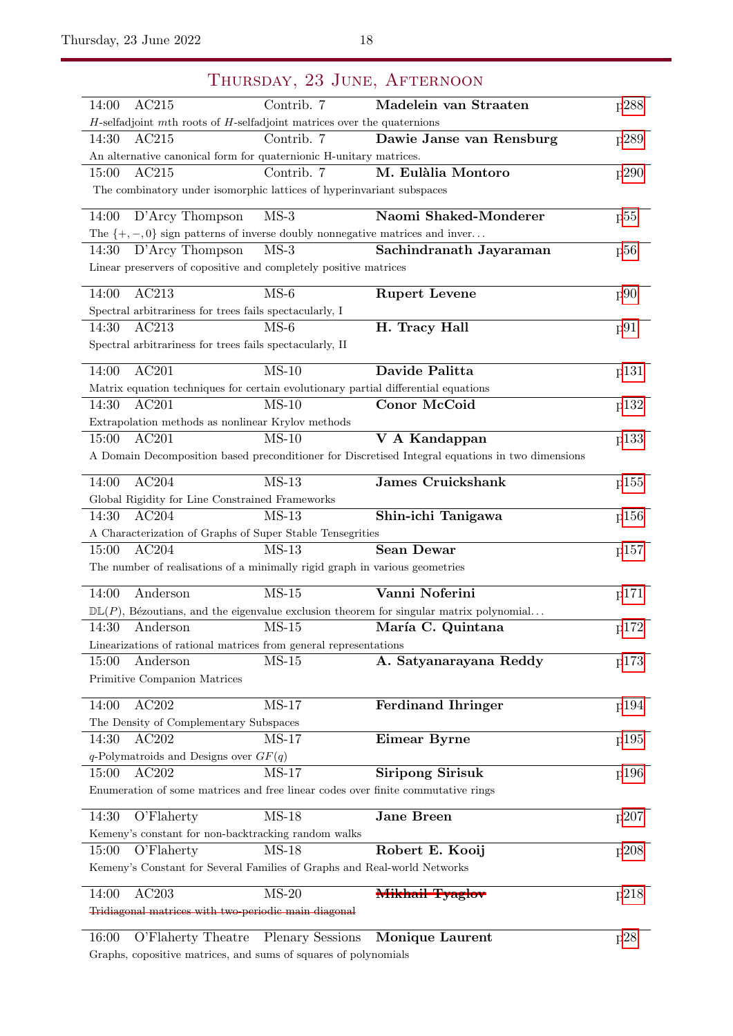## Thursday, 23 June, Afternoon

| | | | | |
|---|---|---|---|---|
| 14:00 | AC215 | Contrib. 7 | **Madelein van Straaten** | p288 |
| *H*-selfadjoint *m*th roots of *H*-selfadjoint matrices over the quaternions | | | | |
| 14:30 | AC215 | Contrib. 7 | **Dawie Janse van Rensburg** | p289 |
| An alternative canonical form for quaternionic H-unitary matrices. | | | | |
| 15:00 | AC215 | Contrib. 7 | **M. Eulàlia Montoro** | p290 |
| The combinatory under isomorphic lattices of hyperinvariant subspaces | | | | |

| | | | | |
|---|---|---|---|---|
| 14:00 | D'Arcy Thompson | MS-3 | **Naomi Shaked-Monderer** | p55 |
| The $\{+,-,0\}$ sign patterns of inverse doubly nonnegative matrices and inver... | | | | |
| 14:30 | D'Arcy Thompson | MS-3 | **Sachindranath Jayaraman** | p56 |
| Linear preservers of copositive and completely positive matrices | | | | |

| | | | | |
|---|---|---|---|---|
| 14:00 | AC213 | MS-6 | **Rupert Levene** | p90 |
| Spectral arbitrariness for trees fails spectacularly, I | | | | |
| 14:30 | AC213 | MS-6 | **H. Tracy Hall** | p91 |
| Spectral arbitrariness for trees fails spectacularly, II | | | | |

| | | | | |
|---|---|---|---|---|
| 14:00 | AC201 | MS-10 | **Davide Palitta** | p131 |
| Matrix equation techniques for certain evolutionary partial differential equations | | | | |
| 14:30 | AC201 | MS-10 | **Conor McCoid** | p132 |
| Extrapolation methods as nonlinear Krylov methods | | | | |
| 15:00 | AC201 | MS-10 | **V A Kandappan** | p133 |
| A Domain Decomposition based preconditioner for Discretised Integral equations in two dimensions | | | | |

| | | | | |
|---|---|---|---|---|
| 14:00 | AC204 | MS-13 | **James Cruickshank** | p155 |
| Global Rigidity for Line Constrained Frameworks | | | | |
| 14:30 | AC204 | MS-13 | **Shin-ichi Tanigawa** | p156 |
| A Characterization of Graphs of Super Stable Tensegrities | | | | |
| 15:00 | AC204 | MS-13 | **Sean Dewar** | p157 |
| The number of realisations of a minimally rigid graph in various geometries | | | | |

| | | | | |
|---|---|---|---|---|
| 14:00 | Anderson | MS-15 | **Vanni Noferini** | p171 |
| $\mathbb{DL}(P)$, Bézoutians, and the eigenvalue exclusion theorem for singular matrix polynomial... | | | | |
| 14:30 | Anderson | MS-15 | **María C. Quintana** | p172 |
| Linearizations of rational matrices from general representations | | | | |
| 15:00 | Anderson | MS-15 | **A. Satyanarayana Reddy** | p173 |
| Primitive Companion Matrices | | | | |

| | | | | |
|---|---|---|---|---|
| 14:00 | AC202 | MS-17 | **Ferdinand Ihringer** | p194 |
| The Density of Complementary Subspaces | | | | |
| 14:30 | AC202 | MS-17 | **Eimear Byrne** | p195 |
| *q*-Polymatroids and Designs over $GF(q)$ | | | | |
| 15:00 | AC202 | MS-17 | **Siripong Sirisuk** | p196 |
| Enumeration of some matrices and free linear codes over finite commutative rings | | | | |

| | | | | |
|---|---|---|---|---|
| 14:30 | O'Flaherty | MS-18 | **Jane Breen** | p207 |
| Kemeny's constant for non-backtracking random walks | | | | |
| 15:00 | O'Flaherty | MS-18 | **Robert E. Kooij** | p208 |
| Kemeny's Constant for Several Families of Graphs and Real-world Networks | | | | |

| | | | | |
|---|---|---|---|---|
| 14:00 | AC203 | MS-20 | ~~**Mikhail Tyaglov**~~ | p218 |
| ~~Tridiagonal matrices with two-periodic main diagonal~~ | | | | |

| | | | | |
|---|---|---|---|---|
| 16:00 | O'Flaherty Theatre | Plenary Sessions | **Monique Laurent** | p28 |
| Graphs, copositive matrices, and sums of squares of polynomials | | | | |